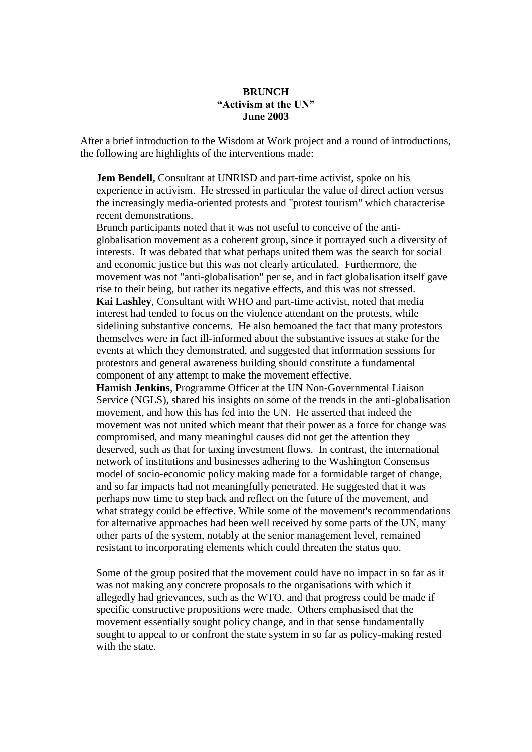**BRUNCH**
**"Activism at the UN"**
**June 2003**

After a brief introduction to the Wisdom at Work project and a round of introductions, the following are highlights of the interventions made:

**Jem Bendell,** Consultant at UNRISD and part-time activist, spoke on his experience in activism. He stressed in particular the value of direct action versus the increasingly media-oriented protests and "protest tourism" which characterise recent demonstrations.

Brunch participants noted that it was not useful to conceive of the anti-globalisation movement as a coherent group, since it portrayed such a diversity of interests. It was debated that what perhaps united them was the search for social and economic justice but this was not clearly articulated. Furthermore, the movement was not "anti-globalisation" per se, and in fact globalisation itself gave rise to their being, but rather its negative effects, and this was not stressed.

**Kai Lashley**, Consultant with WHO and part-time activist, noted that media interest had tended to focus on the violence attendant on the protests, while sidelining substantive concerns. He also bemoaned the fact that many protestors themselves were in fact ill-informed about the substantive issues at stake for the events at which they demonstrated, and suggested that information sessions for protestors and general awareness building should constitute a fundamental component of any attempt to make the movement effective.

**Hamish Jenkins**, Programme Officer at the UN Non-Governmental Liaison Service (NGLS), shared his insights on some of the trends in the anti-globalisation movement, and how this has fed into the UN. He asserted that indeed the movement was not united which meant that their power as a force for change was compromised, and many meaningful causes did not get the attention they deserved, such as that for taxing investment flows. In contrast, the international network of institutions and businesses adhering to the Washington Consensus model of socio-economic policy making made for a formidable target of change, and so far impacts had not meaningfully penetrated. He suggested that it was perhaps now time to step back and reflect on the future of the movement, and what strategy could be effective. While some of the movement's recommendations for alternative approaches had been well received by some parts of the UN, many other parts of the system, notably at the senior management level, remained resistant to incorporating elements which could threaten the status quo.

Some of the group posited that the movement could have no impact in so far as it was not making any concrete proposals to the organisations with which it allegedly had grievances, such as the WTO, and that progress could be made if specific constructive propositions were made. Others emphasised that the movement essentially sought policy change, and in that sense fundamentally sought to appeal to or confront the state system in so far as policy-making rested with the state.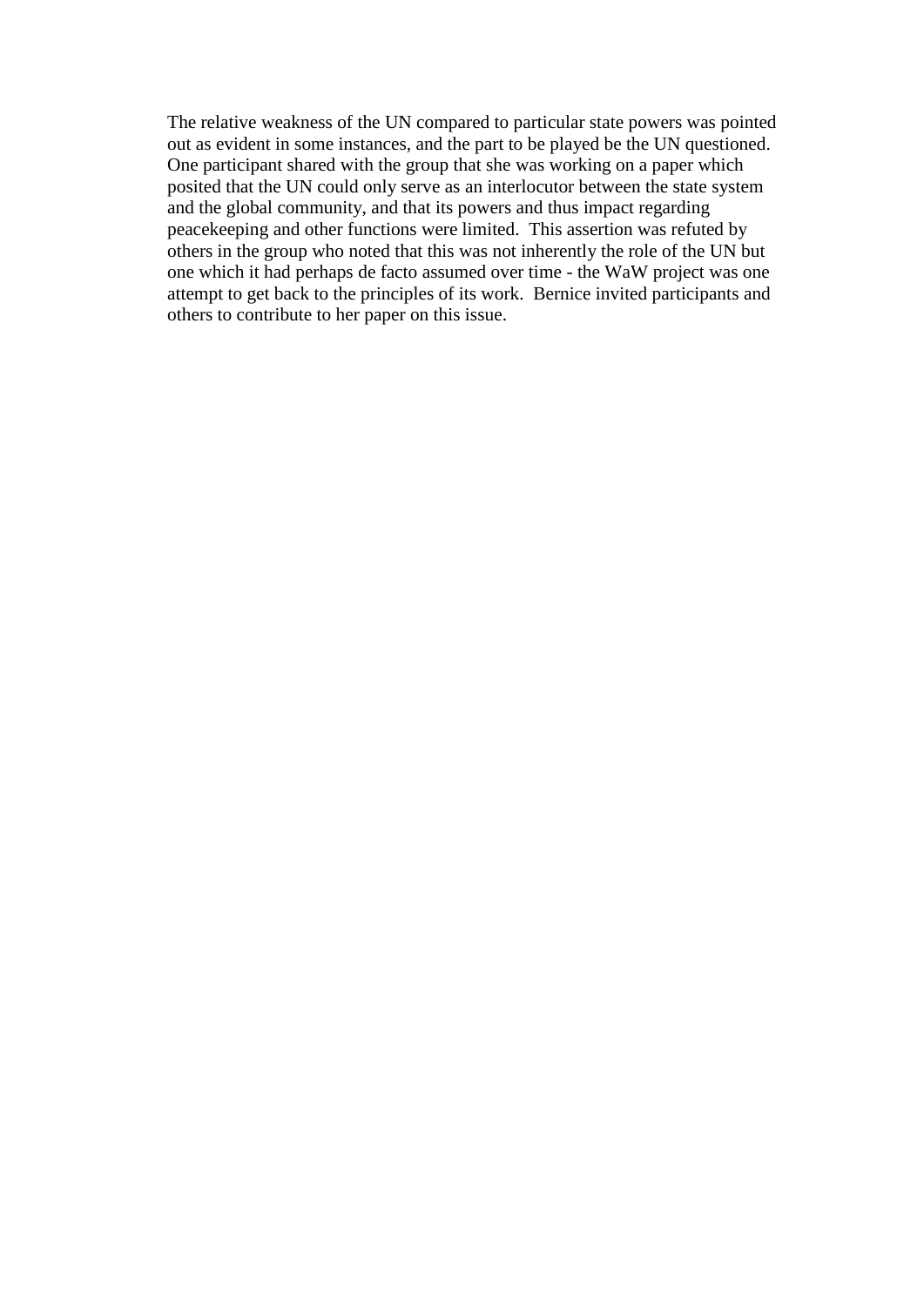The relative weakness of the UN compared to particular state powers was pointed out as evident in some instances, and the part to be played be the UN questioned. One participant shared with the group that she was working on a paper which posited that the UN could only serve as an interlocutor between the state system and the global community, and that its powers and thus impact regarding peacekeeping and other functions were limited. This assertion was refuted by others in the group who noted that this was not inherently the role of the UN but one which it had perhaps de facto assumed over time - the WaW project was one attempt to get back to the principles of its work. Bernice invited participants and others to contribute to her paper on this issue.